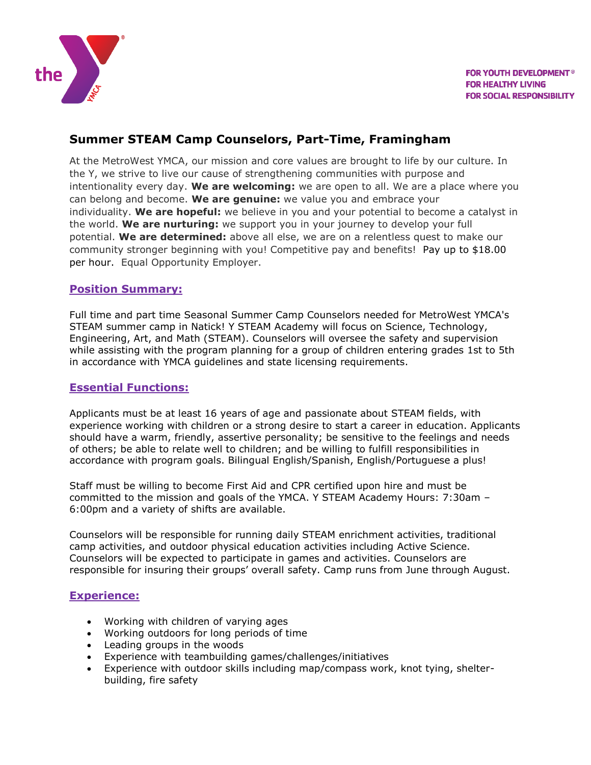FOR YOUTH DEVELOPMENT®
FOR HEALTHY LIVING
FOR SOCIAL RESPONSIBILITY

# Summer STEAM Camp Counselors, Part-Time, Framingham

At the MetroWest YMCA, our mission and core values are brought to life by our culture. In the Y, we strive to live our cause of strengthening communities with purpose and intentionality every day. **We are welcoming:** we are open to all. We are a place where you can belong and become. **We are genuine:** we value you and embrace your individuality. **We are hopeful:** we believe in you and your potential to become a catalyst in the world. **We are nurturing:** we support you in your journey to develop your full potential. **We are determined:** above all else, we are on a relentless quest to make our community stronger beginning with you! Competitive pay and benefits! Pay up to $18.00 per hour. Equal Opportunity Employer.

## Position Summary:

Full time and part time Seasonal Summer Camp Counselors needed for MetroWest YMCA's STEAM summer camp in Natick! Y STEAM Academy will focus on Science, Technology, Engineering, Art, and Math (STEAM). Counselors will oversee the safety and supervision while assisting with the program planning for a group of children entering grades 1st to 5th in accordance with YMCA guidelines and state licensing requirements.

## Essential Functions:

Applicants must be at least 16 years of age and passionate about STEAM fields, with experience working with children or a strong desire to start a career in education. Applicants should have a warm, friendly, assertive personality; be sensitive to the feelings and needs of others; be able to relate well to children; and be willing to fulfill responsibilities in accordance with program goals. Bilingual English/Spanish, English/Portuguese a plus!

Staff must be willing to become First Aid and CPR certified upon hire and must be committed to the mission and goals of the YMCA. Y STEAM Academy Hours: 7:30am – 6:00pm and a variety of shifts are available.

Counselors will be responsible for running daily STEAM enrichment activities, traditional camp activities, and outdoor physical education activities including Active Science. Counselors will be expected to participate in games and activities. Counselors are responsible for insuring their groups' overall safety. Camp runs from June through August.

## Experience:

- Working with children of varying ages
- Working outdoors for long periods of time
- Leading groups in the woods
- Experience with teambuilding games/challenges/initiatives
- Experience with outdoor skills including map/compass work, knot tying, shelter-building, fire safety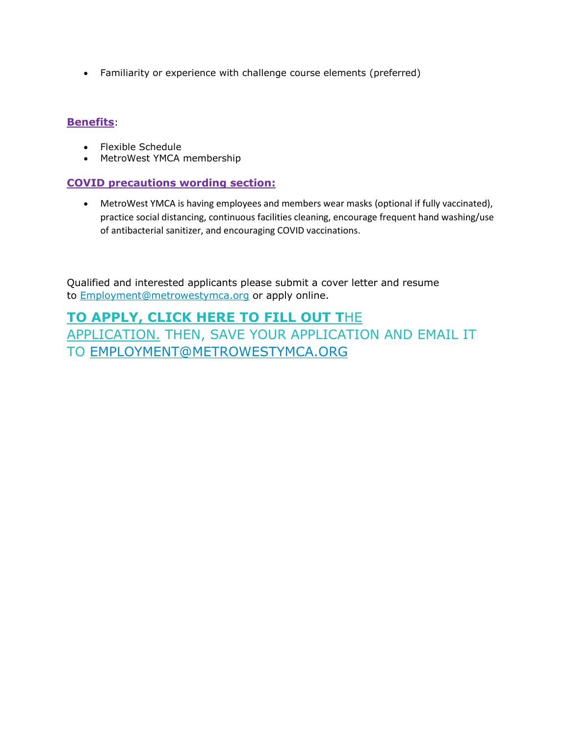- Familiarity or experience with challenge course elements (preferred)

**Benefits**:

- Flexible Schedule
- MetroWest YMCA membership

**COVID precautions wording section:**

- MetroWest YMCA is having employees and members wear masks (optional if fully vaccinated), practice social distancing, continuous facilities cleaning, encourage frequent hand washing/use of antibacterial sanitizer, and encouraging COVID vaccinations.

Qualified and interested applicants please submit a cover letter and resume to Employment@metrowestymca.org or apply online.

## **TO APPLY, CLICK HERE TO FILL OUT T**HE APPLICATION. THEN, SAVE YOUR APPLICATION AND EMAIL IT TO EMPLOYMENT@METROWESTYMCA.ORG